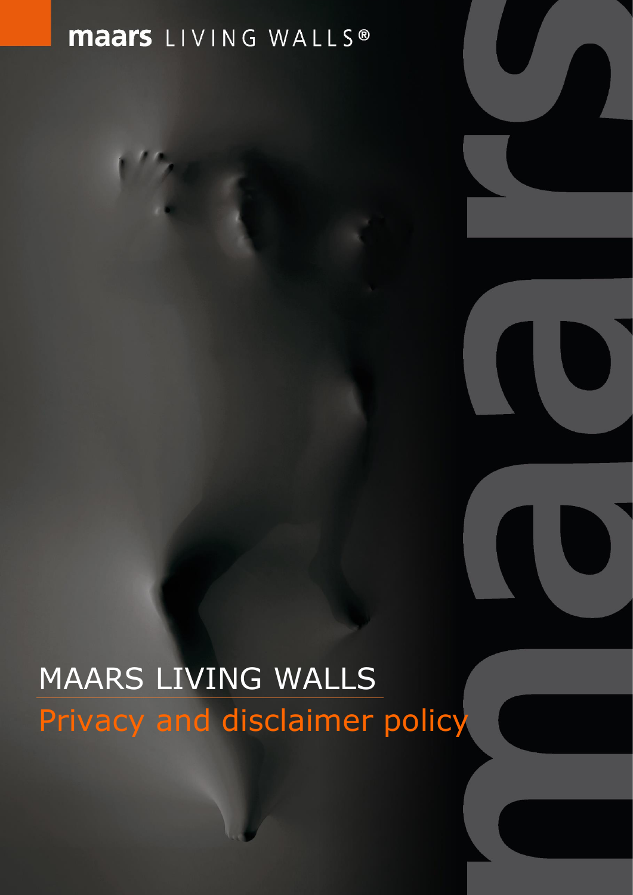maars LIVING WALLS®

# MAARS LIVING WALLS

## Privacy and disclaimer policy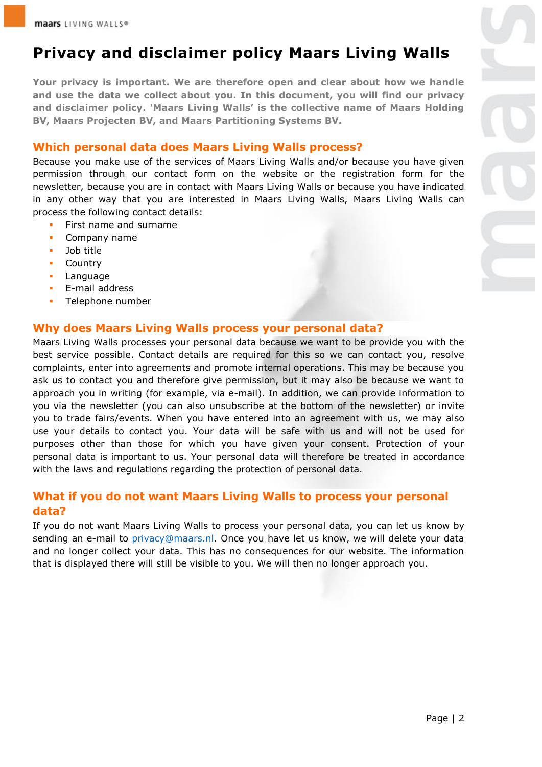# Privacy and disclaimer policy Maars Living Walls

**Your privacy is important. We are therefore open and clear about how we handle and use the data we collect about you. In this document, you will find our privacy and disclaimer policy. 'Maars Living Walls' is the collective name of Maars Holding BV, Maars Projecten BV, and Maars Partitioning Systems BV.**

## Which personal data does Maars Living Walls process?

Because you make use of the services of Maars Living Walls and/or because you have given permission through our contact form on the website or the registration form for the newsletter, because you are in contact with Maars Living Walls or because you have indicated in any other way that you are interested in Maars Living Walls, Maars Living Walls can process the following contact details:

- First name and surname
- Company name
- Job title
- Country
- Language
- E-mail address
- Telephone number

## Why does Maars Living Walls process your personal data?

Maars Living Walls processes your personal data because we want to be provide you with the best service possible. Contact details are required for this so we can contact you, resolve complaints, enter into agreements and promote internal operations. This may be because you ask us to contact you and therefore give permission, but it may also be because we want to approach you in writing (for example, via e-mail). In addition, we can provide information to you via the newsletter (you can also unsubscribe at the bottom of the newsletter) or invite you to trade fairs/events. When you have entered into an agreement with us, we may also use your details to contact you. Your data will be safe with us and will not be used for purposes other than those for which you have given your consent. Protection of your personal data is important to us. Your personal data will therefore be treated in accordance with the laws and regulations regarding the protection of personal data.

## What if you do not want Maars Living Walls to process your personal data?

If you do not want Maars Living Walls to process your personal data, you can let us know by sending an e-mail to privacy@maars.nl. Once you have let us know, we will delete your data and no longer collect your data. This has no consequences for our website. The information that is displayed there will still be visible to you. We will then no longer approach you.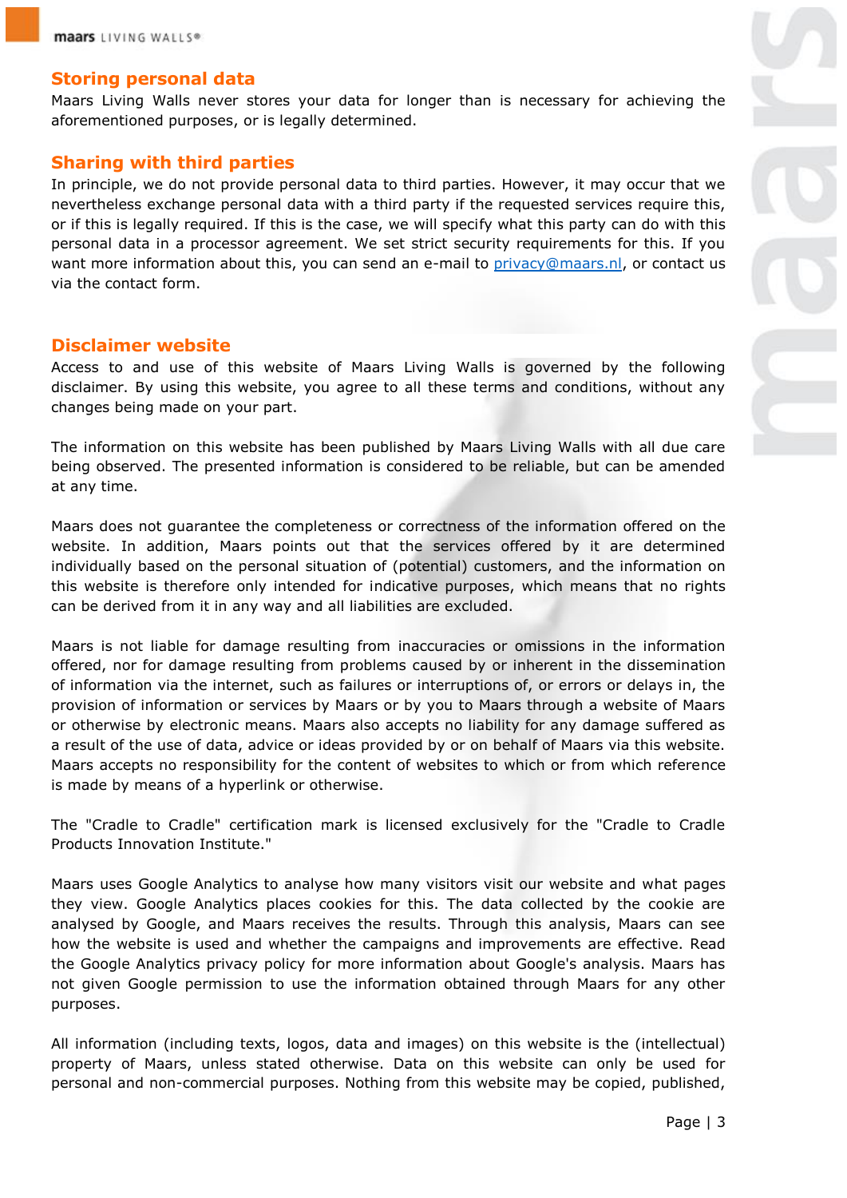## Storing personal data

Maars Living Walls never stores your data for longer than is necessary for achieving the aforementioned purposes, or is legally determined.

## Sharing with third parties

In principle, we do not provide personal data to third parties. However, it may occur that we nevertheless exchange personal data with a third party if the requested services require this, or if this is legally required. If this is the case, we will specify what this party can do with this personal data in a processor agreement. We set strict security requirements for this. If you want more information about this, you can send an e-mail to privacy@maars.nl, or contact us via the contact form.

## Disclaimer website

Access to and use of this website of Maars Living Walls is governed by the following disclaimer. By using this website, you agree to all these terms and conditions, without any changes being made on your part.

The information on this website has been published by Maars Living Walls with all due care being observed. The presented information is considered to be reliable, but can be amended at any time.

Maars does not guarantee the completeness or correctness of the information offered on the website. In addition, Maars points out that the services offered by it are determined individually based on the personal situation of (potential) customers, and the information on this website is therefore only intended for indicative purposes, which means that no rights can be derived from it in any way and all liabilities are excluded.

Maars is not liable for damage resulting from inaccuracies or omissions in the information offered, nor for damage resulting from problems caused by or inherent in the dissemination of information via the internet, such as failures or interruptions of, or errors or delays in, the provision of information or services by Maars or by you to Maars through a website of Maars or otherwise by electronic means. Maars also accepts no liability for any damage suffered as a result of the use of data, advice or ideas provided by or on behalf of Maars via this website. Maars accepts no responsibility for the content of websites to which or from which reference is made by means of a hyperlink or otherwise.

The "Cradle to Cradle" certification mark is licensed exclusively for the "Cradle to Cradle Products Innovation Institute."

Maars uses Google Analytics to analyse how many visitors visit our website and what pages they view. Google Analytics places cookies for this. The data collected by the cookie are analysed by Google, and Maars receives the results. Through this analysis, Maars can see how the website is used and whether the campaigns and improvements are effective. Read the Google Analytics privacy policy for more information about Google's analysis. Maars has not given Google permission to use the information obtained through Maars for any other purposes.

All information (including texts, logos, data and images) on this website is the (intellectual) property of Maars, unless stated otherwise. Data on this website can only be used for personal and non-commercial purposes. Nothing from this website may be copied, published,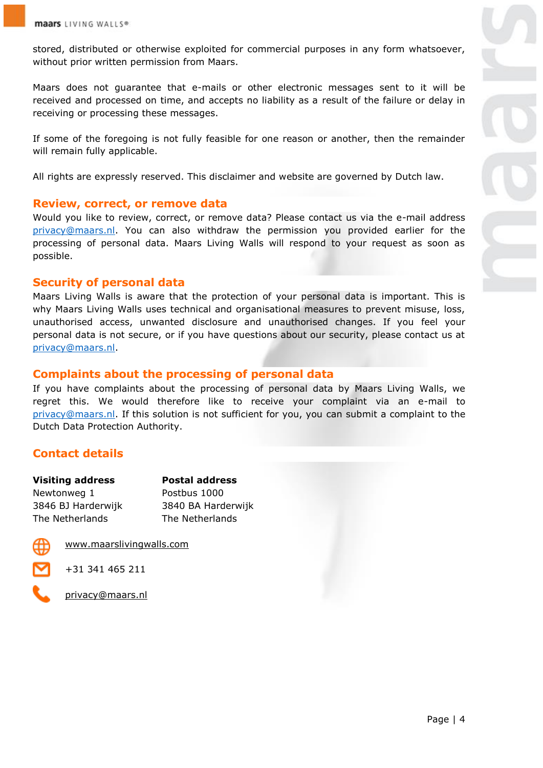stored, distributed or otherwise exploited for commercial purposes in any form whatsoever, without prior written permission from Maars.

Maars does not guarantee that e-mails or other electronic messages sent to it will be received and processed on time, and accepts no liability as a result of the failure or delay in receiving or processing these messages.

If some of the foregoing is not fully feasible for one reason or another, then the remainder will remain fully applicable.

All rights are expressly reserved. This disclaimer and website are governed by Dutch law.

## Review, correct, or remove data

Would you like to review, correct, or remove data? Please contact us via the e-mail address privacy@maars.nl. You can also withdraw the permission you provided earlier for the processing of personal data. Maars Living Walls will respond to your request as soon as possible.

## Security of personal data

Maars Living Walls is aware that the protection of your personal data is important. This is why Maars Living Walls uses technical and organisational measures to prevent misuse, loss, unauthorised access, unwanted disclosure and unauthorised changes. If you feel your personal data is not secure, or if you have questions about our security, please contact us at privacy@maars.nl.

## Complaints about the processing of personal data

If you have complaints about the processing of personal data by Maars Living Walls, we regret this. We would therefore like to receive your complaint via an e-mail to privacy@maars.nl. If this solution is not sufficient for you, you can submit a complaint to the Dutch Data Protection Authority.

## Contact details

**Visiting address**
Newtonweg 1
3846 BJ Harderwijk
The Netherlands

**Postal address**
Postbus 1000
3840 BA Harderwijk
The Netherlands

www.maarslivingwalls.com

+31 341 465 211

privacy@maars.nl